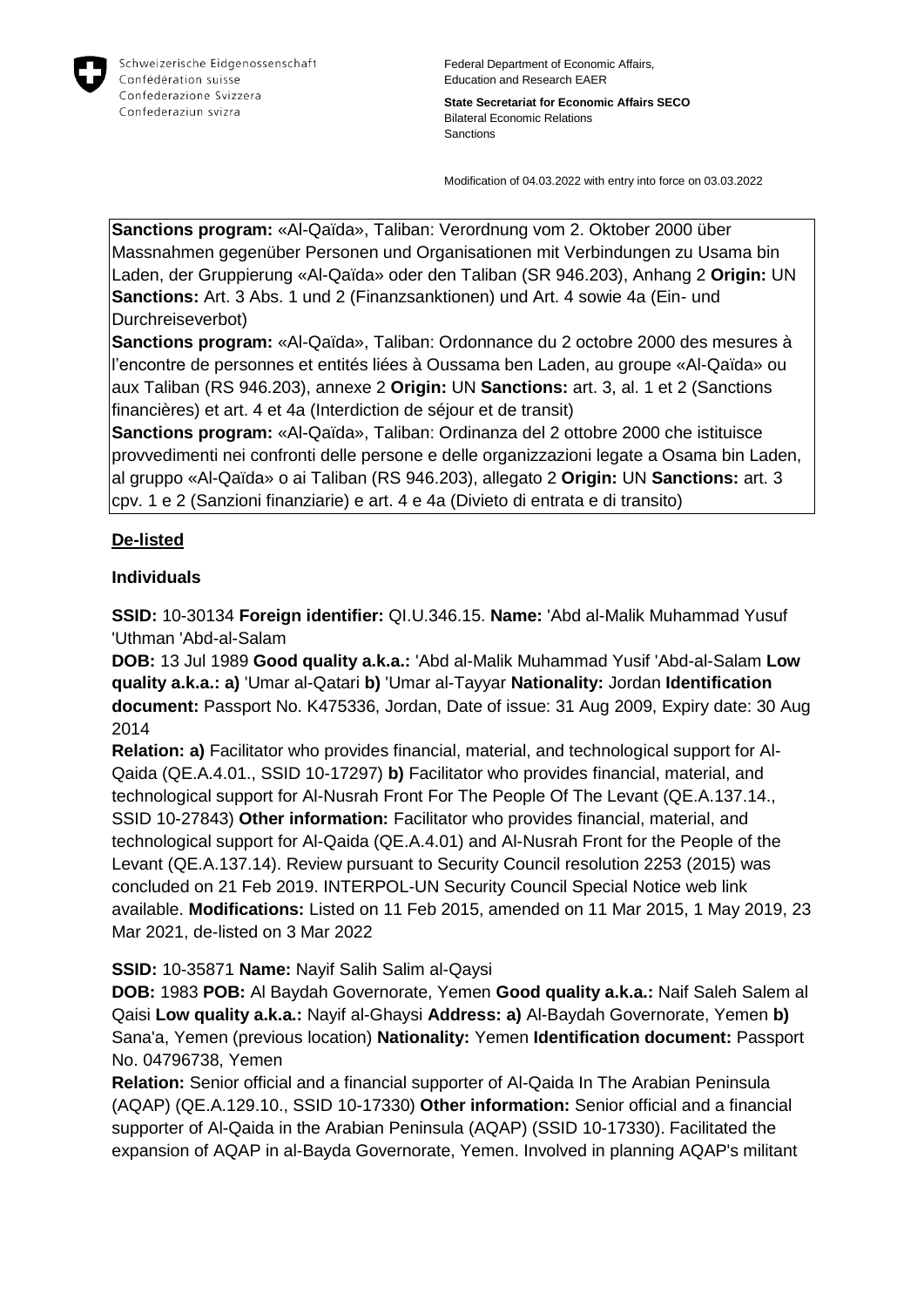Schweizerische Eidgenossenschaft
Confédération suisse
Confederazione Svizzera
Confederaziun svizra

Federal Department of Economic Affairs, Education and Research EAER

**State Secretariat for Economic Affairs SECO**
Bilateral Economic Relations
Sanctions

Modification of 04.03.2022 with entry into force on 03.03.2022

**Sanctions program:** «Al-Qaïda», Taliban: Verordnung vom 2. Oktober 2000 über Massnahmen gegenüber Personen und Organisationen mit Verbindungen zu Usama bin Laden, der Gruppierung «Al-Qaïda» oder den Taliban (SR 946.203), Anhang 2 **Origin:** UN **Sanctions:** Art. 3 Abs. 1 und 2 (Finanzsanktionen) und Art. 4 sowie 4a (Ein- und Durchreiseverbot)
**Sanctions program:** «Al-Qaïda», Taliban: Ordonnance du 2 octobre 2000 des mesures à l'encontre de personnes et entités liées à Oussama ben Laden, au groupe «Al-Qaïda» ou aux Taliban (RS 946.203), annexe 2 **Origin:** UN **Sanctions:** art. 3, al. 1 et 2 (Sanctions financières) et art. 4 et 4a (Interdiction de séjour et de transit)
**Sanctions program:** «Al-Qaïda», Taliban: Ordinanza del 2 ottobre 2000 che istituisce provvedimenti nei confronti delle persone e delle organizzazioni legate a Osama bin Laden, al gruppo «Al-Qaïda» o ai Taliban (RS 946.203), allegato 2 **Origin:** UN **Sanctions:** art. 3 cpv. 1 e 2 (Sanzioni finanziarie) e art. 4 e 4a (Divieto di entrata e di transito)

## De-listed

### Individuals

**SSID:** 10-30134 **Foreign identifier:** QI.U.346.15. **Name:** 'Abd al-Malik Muhammad Yusuf 'Uthman 'Abd-al-Salam
**DOB:** 13 Jul 1989 **Good quality a.k.a.:** 'Abd al-Malik Muhammad Yusif 'Abd-al-Salam **Low quality a.k.a.: a)** 'Umar al-Qatari **b)** 'Umar al-Tayyar **Nationality:** Jordan **Identification document:** Passport No. K475336, Jordan, Date of issue: 31 Aug 2009, Expiry date: 30 Aug 2014
**Relation: a)** Facilitator who provides financial, material, and technological support for Al-Qaida (QE.A.4.01., SSID 10-17297) **b)** Facilitator who provides financial, material, and technological support for Al-Nusrah Front For The People Of The Levant (QE.A.137.14., SSID 10-27843) **Other information:** Facilitator who provides financial, material, and technological support for Al-Qaida (QE.A.4.01) and Al-Nusrah Front for the People of the Levant (QE.A.137.14). Review pursuant to Security Council resolution 2253 (2015) was concluded on 21 Feb 2019. INTERPOL-UN Security Council Special Notice web link available. **Modifications:** Listed on 11 Feb 2015, amended on 11 Mar 2015, 1 May 2019, 23 Mar 2021, de-listed on 3 Mar 2022

**SSID:** 10-35871 **Name:** Nayif Salih Salim al-Qaysi
**DOB:** 1983 **POB:** Al Baydah Governorate, Yemen **Good quality a.k.a.:** Naif Saleh Salem al Qaisi **Low quality a.k.a.:** Nayif al-Ghaysi **Address: a)** Al-Baydah Governorate, Yemen **b)** Sana'a, Yemen (previous location) **Nationality:** Yemen **Identification document:** Passport No. 04796738, Yemen
**Relation:** Senior official and a financial supporter of Al-Qaida In The Arabian Peninsula (AQAP) (QE.A.129.10., SSID 10-17330) **Other information:** Senior official and a financial supporter of Al-Qaida in the Arabian Peninsula (AQAP) (SSID 10-17330). Facilitated the expansion of AQAP in al-Bayda Governorate, Yemen. Involved in planning AQAP's militant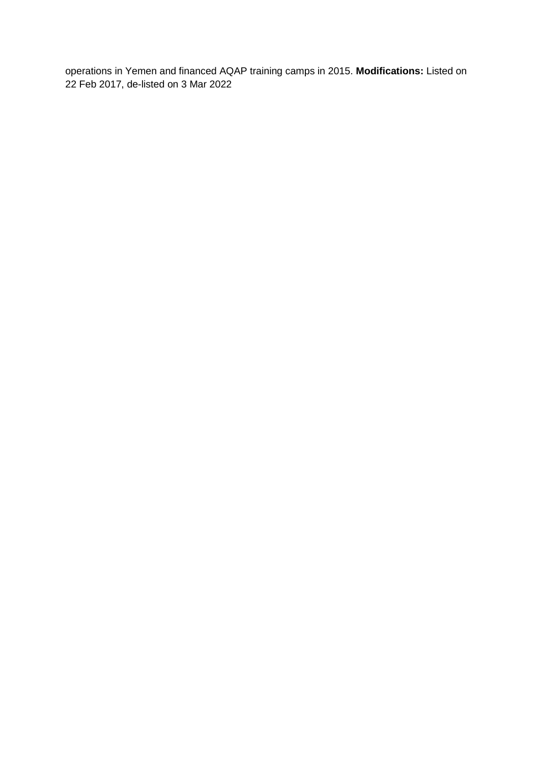operations in Yemen and financed AQAP training camps in 2015. **Modifications:** Listed on 22 Feb 2017, de-listed on 3 Mar 2022